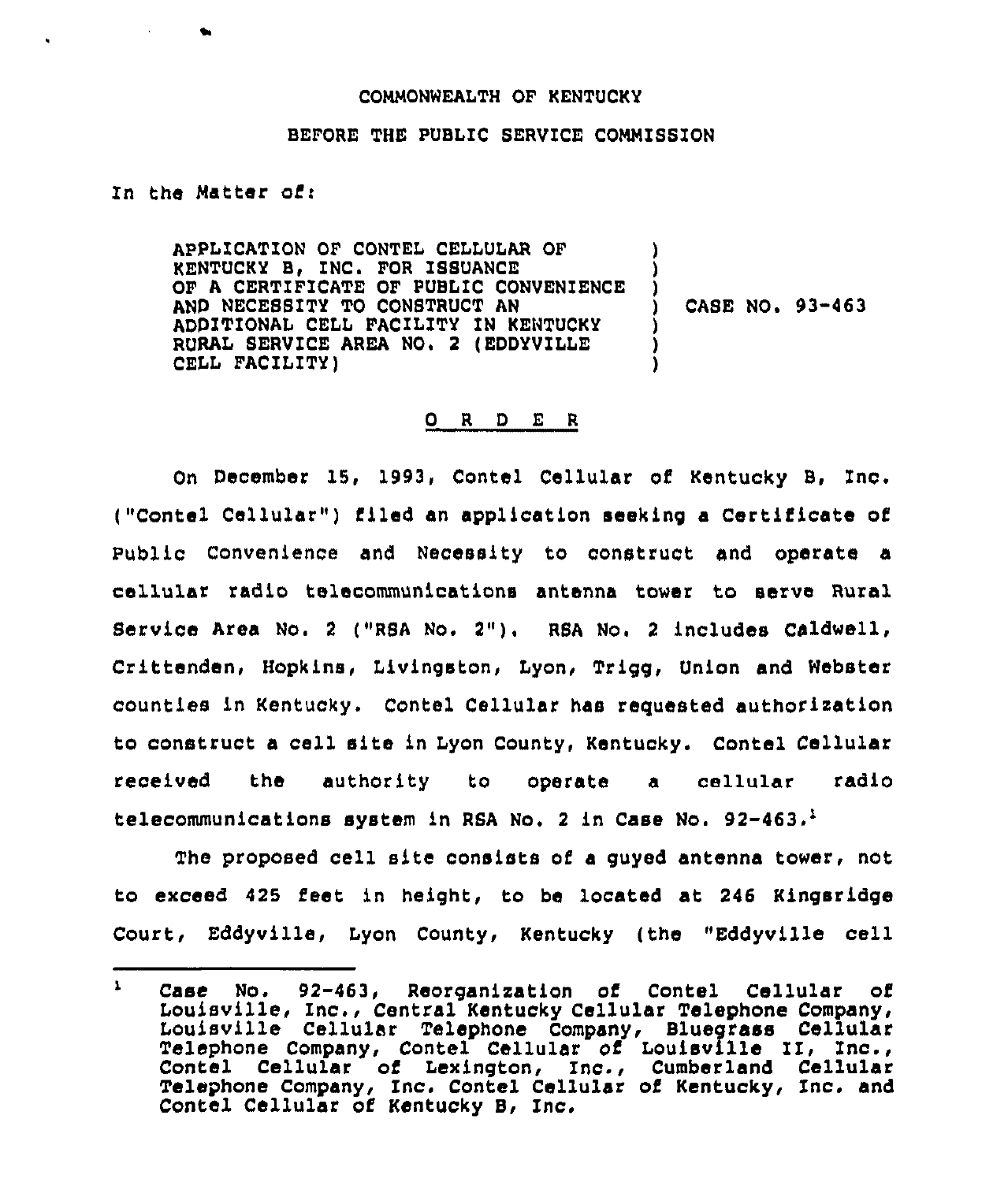COMMONWEALTH OF KENTUCKY

BEFORE THE PUBLIC SERVICE COMMISSION

In the Matter of:

| | | |
|---|---|---|
| APPLICATION OF CONTEL CELLULAR OF KENTUCKY B, INC. FOR ISSUANCE OF A CERTIFICATE OF PUBLIC CONVENIENCE AND NECESSITY TO CONSTRUCT AN ADDITIONAL CELL FACILITY IN KENTUCKY RURAL SERVICE AREA NO. 2 (EDDYVILLE CELL FACILITY) | ) | CASE NO. 93-463 |

## O R D E R

On December 15, 1993, Contel Cellular of Kentucky B, Inc. ("Contel Cellular") filed an application seeking a Certificate of Public Convenience and Necessity to construct and operate a cellular radio telecommunications antenna tower to serve Rural Service Area No. 2 ("RSA No. 2"). RSA No. 2 includes Caldwell, Crittenden, Hopkins, Livingston, Lyon, Trigg, Union and Webster counties in Kentucky. Contel Cellular has requested authorization to construct a cell site in Lyon County, Kentucky. Contel Cellular received the authority to operate a cellular radio telecommunications system in RSA No. 2 in Case No. 92-463.[1]

The proposed cell site consists of a guyed antenna tower, not to exceed 425 feet in height, to be located at 246 Kingsridge Court, Eddyville, Lyon County, Kentucky (the "Eddyville cell

---

[1] Case No. 92-463, Reorganization of Contel Cellular of Louisville, Inc., Central Kentucky Cellular Telephone Company, Louisville Cellular Telephone Company, Bluegrass Cellular Telephone Company, Contel Cellular of Louisville II, Inc., Contel Cellular of Lexington, Inc., Cumberland Cellular Telephone Company, Inc. Contel Cellular of Kentucky, Inc. and Contel Cellular of Kentucky B, Inc.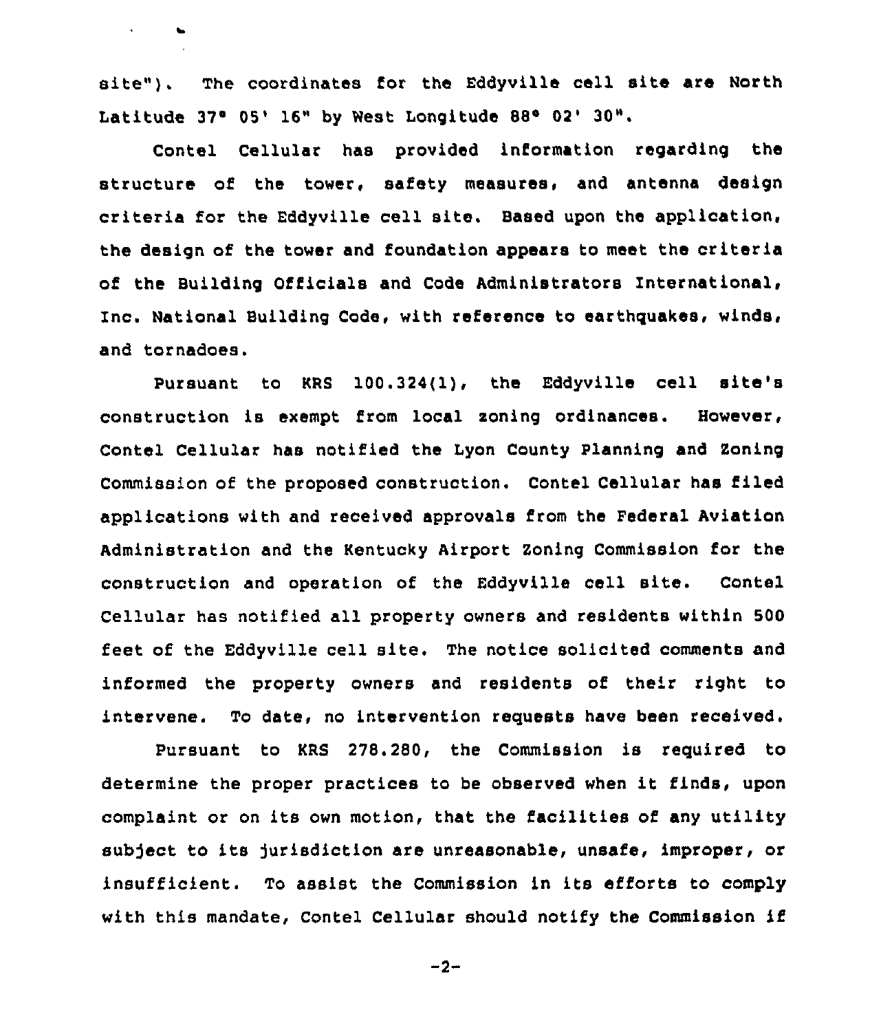site"). The coordinates for the Eddyville cell site are North Latitude 37° 05' 16" by West Longitude 88° 02' 30".

Contel Cellular has provided information regarding the structure of the tower, safety measures, and antenna design criteria for the Eddyville cell site. Based upon the application, the design of the tower and foundation appears to meet the criteria of the Building Officials and Code Administrators International, Inc. National Building Code, with reference to earthquakes, winds, and tornadoes.

Pursuant to KRS 100.324(1), the Eddyville cell site's construction is exempt from local zoning ordinances. However, Contel Cellular has notified the Lyon County Planning and Zoning Commission of the proposed construction. Contel Cellular has filed applications with and received approvals from the Federal Aviation Administration and the Kentucky Airport Zoning Commission for the construction and operation of the Eddyville cell site. Contel Cellular has notified all property owners and residents within 500 feet of the Eddyville cell site. The notice solicited comments and informed the property owners and residents of their right to intervene. To date, no intervention requests have been received.

Pursuant to KRS 278.280, the Commission is required to determine the proper practices to be observed when it finds, upon complaint or on its own motion, that the facilities of any utility subject to its jurisdiction are unreasonable, unsafe, improper, or insufficient. To assist the Commission in its efforts to comply with this mandate, Contel Cellular should notify the Commission if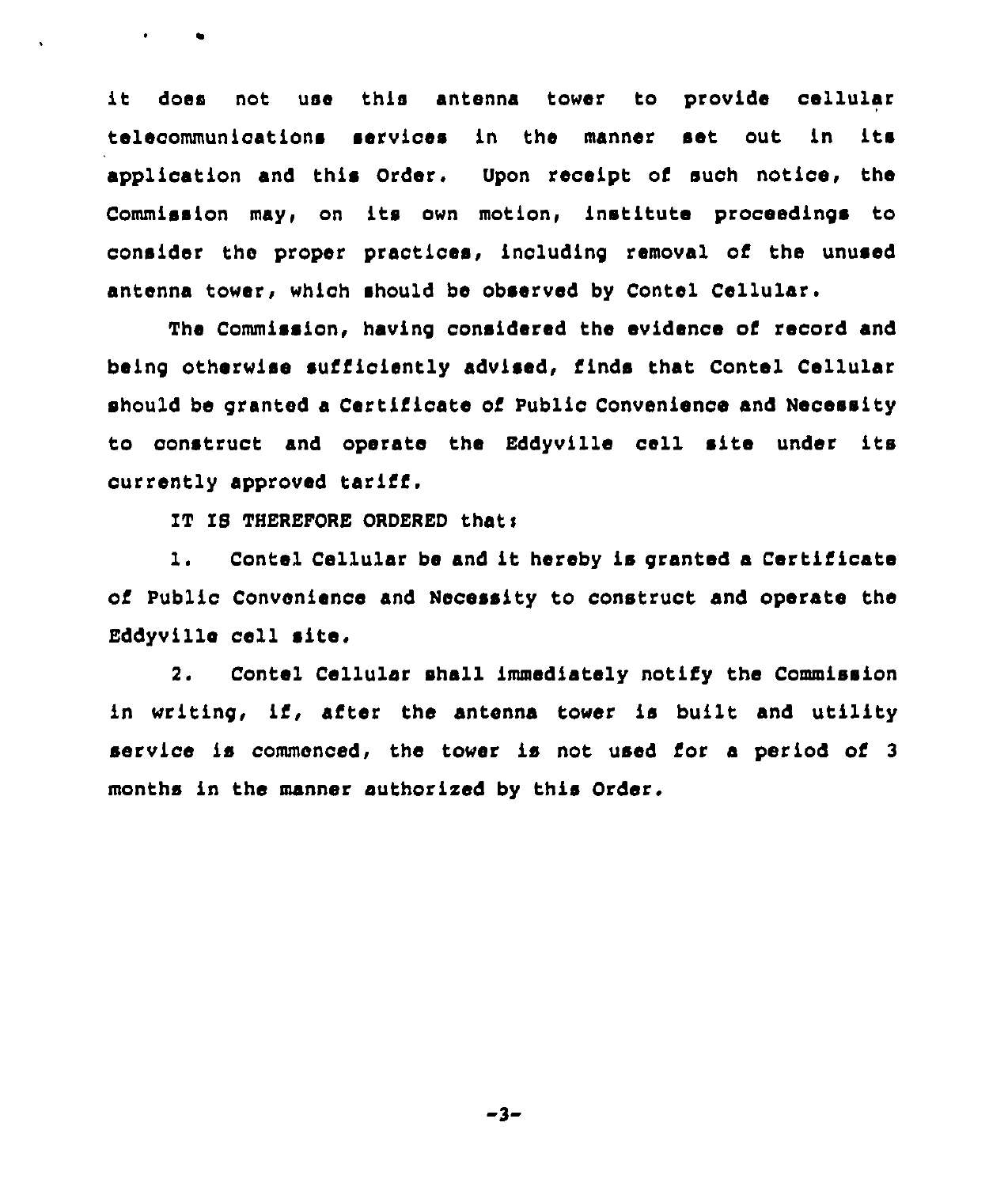it does not use this antenna tower to provide cellular telecommunications services in the manner set out in its application and this Order. Upon receipt of such notice, the Commission may, on its own motion, institute proceedings to consider the proper practices, including removal of the unused antenna tower, which should be observed by Contel Cellular.

The Commission, having considered the evidence of record and being otherwise sufficiently advised, finds that Contel Cellular should be granted a Certificate of Public Convenience and Necessity to construct and operate the Eddyville cell site under its currently approved tariff.

IT IS THEREFORE ORDERED that:

1. Contel Cellular be and it hereby is granted a Certificate of Public Convenience and Necessity to construct and operate the Eddyville cell site.

2. Contel Cellular shall immediately notify the Commission in writing, if, after the antenna tower is built and utility service is commenced, the tower is not used for a period of 3 months in the manner authorized by this Order.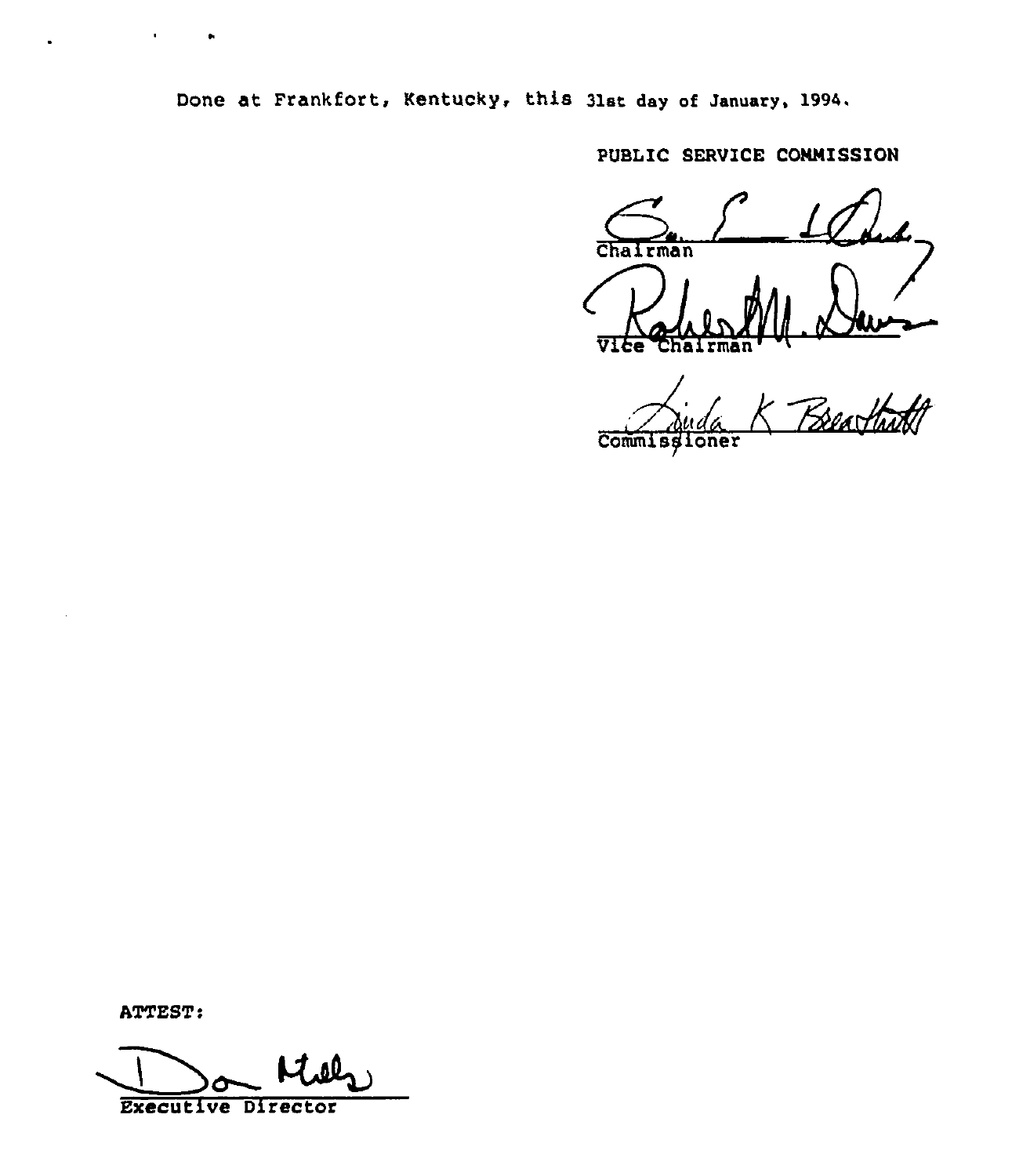Done at Frankfort, Kentucky, this 31st day of January, 1994.

PUBLIC SERVICE COMMISSION

Chairman

Vice Chairman

Commissioner

ATTEST:

Executive Director